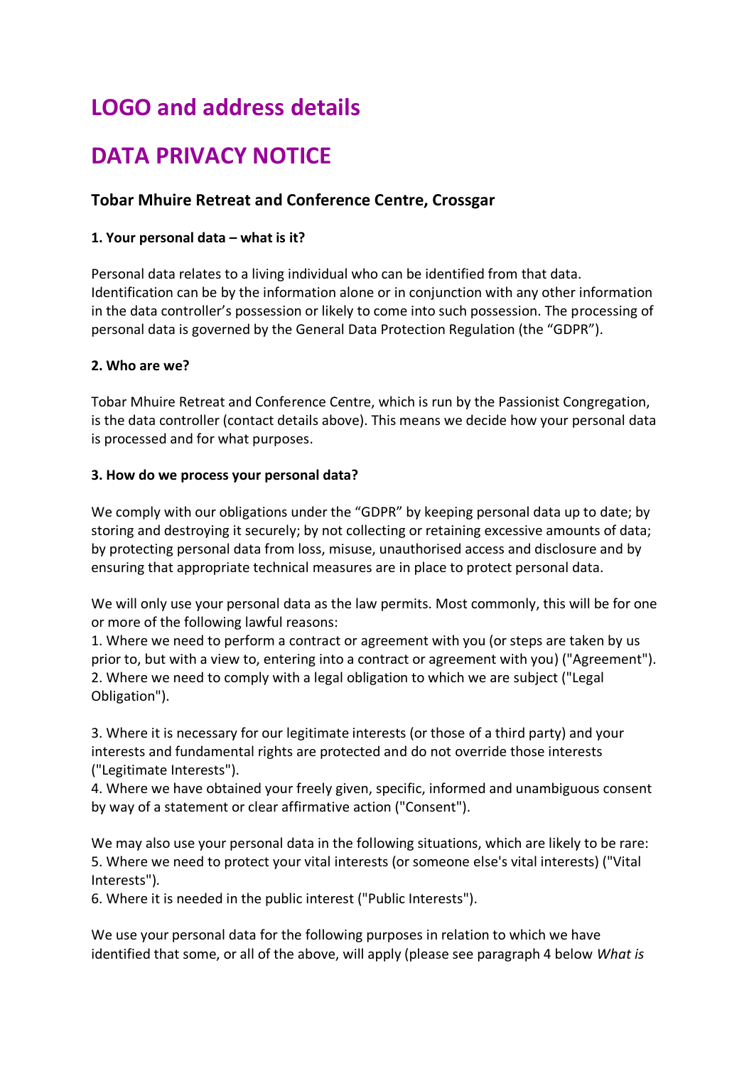# LOGO and address details

# DATA PRIVACY NOTICE

### Tobar Mhuire Retreat and Conference Centre, Crossgar

**1. Your personal data – what is it?**

Personal data relates to a living individual who can be identified from that data. Identification can be by the information alone or in conjunction with any other information in the data controller's possession or likely to come into such possession. The processing of personal data is governed by the General Data Protection Regulation (the "GDPR").

**2. Who are we?**

Tobar Mhuire Retreat and Conference Centre, which is run by the Passionist Congregation, is the data controller (contact details above). This means we decide how your personal data is processed and for what purposes.

**3. How do we process your personal data?**

We comply with our obligations under the "GDPR" by keeping personal data up to date; by storing and destroying it securely; by not collecting or retaining excessive amounts of data; by protecting personal data from loss, misuse, unauthorised access and disclosure and by ensuring that appropriate technical measures are in place to protect personal data.

We will only use your personal data as the law permits. Most commonly, this will be for one or more of the following lawful reasons:
1. Where we need to perform a contract or agreement with you (or steps are taken by us prior to, but with a view to, entering into a contract or agreement with you) ("Agreement").
2. Where we need to comply with a legal obligation to which we are subject ("Legal Obligation").

3. Where it is necessary for our legitimate interests (or those of a third party) and your interests and fundamental rights are protected and do not override those interests ("Legitimate Interests").
4. Where we have obtained your freely given, specific, informed and unambiguous consent by way of a statement or clear affirmative action ("Consent").

We may also use your personal data in the following situations, which are likely to be rare:
5. Where we need to protect your vital interests (or someone else's vital interests) ("Vital Interests").
6. Where it is needed in the public interest ("Public Interests").

We use your personal data for the following purposes in relation to which we have identified that some, or all of the above, will apply (please see paragraph 4 below *What is*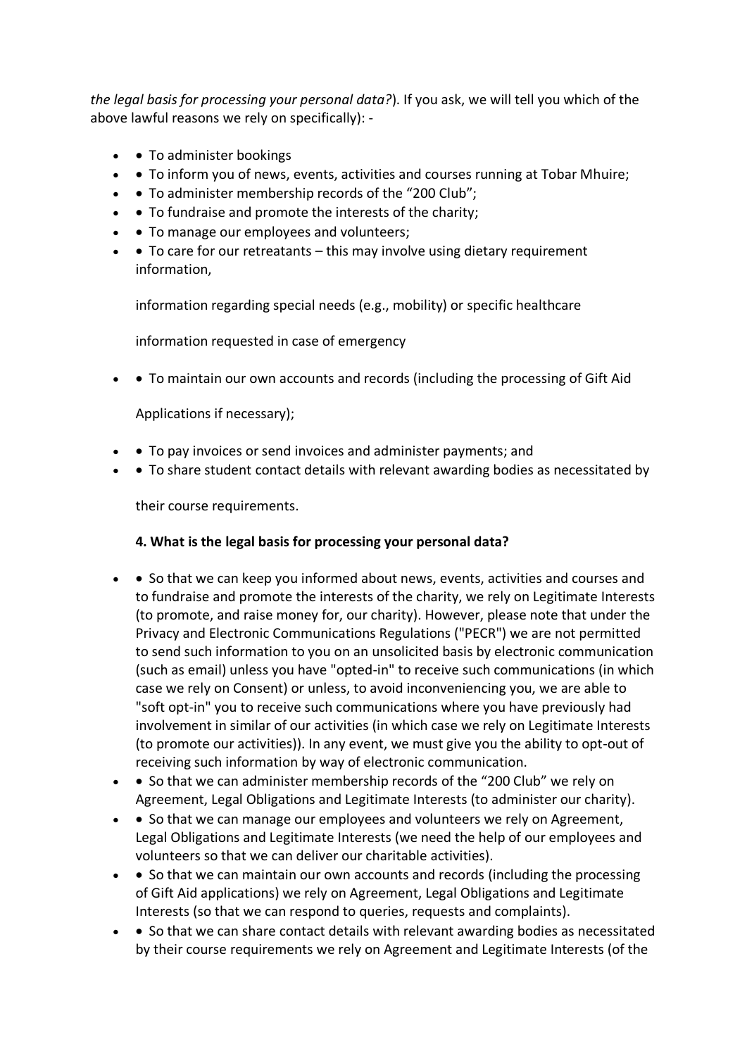*the legal basis for processing your personal data?*). If you ask, we will tell you which of the above lawful reasons we rely on specifically): -

- • To administer bookings
- • To inform you of news, events, activities and courses running at Tobar Mhuire;
- • To administer membership records of the "200 Club";
- • To fundraise and promote the interests of the charity;
- • To manage our employees and volunteers;
- • To care for our retreatants – this may involve using dietary requirement information,

  information regarding special needs (e.g., mobility) or specific healthcare

  information requested in case of emergency

- • To maintain our own accounts and records (including the processing of Gift Aid

  Applications if necessary);

- • To pay invoices or send invoices and administer payments; and
- • To share student contact details with relevant awarding bodies as necessitated by

  their course requirements.

**4. What is the legal basis for processing your personal data?**

- • So that we can keep you informed about news, events, activities and courses and to fundraise and promote the interests of the charity, we rely on Legitimate Interests (to promote, and raise money for, our charity). However, please note that under the Privacy and Electronic Communications Regulations ("PECR") we are not permitted to send such information to you on an unsolicited basis by electronic communication (such as email) unless you have "opted-in" to receive such communications (in which case we rely on Consent) or unless, to avoid inconveniencing you, we are able to "soft opt-in" you to receive such communications where you have previously had involvement in similar of our activities (in which case we rely on Legitimate Interests (to promote our activities)). In any event, we must give you the ability to opt-out of receiving such information by way of electronic communication.
- • So that we can administer membership records of the "200 Club" we rely on Agreement, Legal Obligations and Legitimate Interests (to administer our charity).
- • So that we can manage our employees and volunteers we rely on Agreement, Legal Obligations and Legitimate Interests (we need the help of our employees and volunteers so that we can deliver our charitable activities).
- • So that we can maintain our own accounts and records (including the processing of Gift Aid applications) we rely on Agreement, Legal Obligations and Legitimate Interests (so that we can respond to queries, requests and complaints).
- • So that we can share contact details with relevant awarding bodies as necessitated by their course requirements we rely on Agreement and Legitimate Interests (of the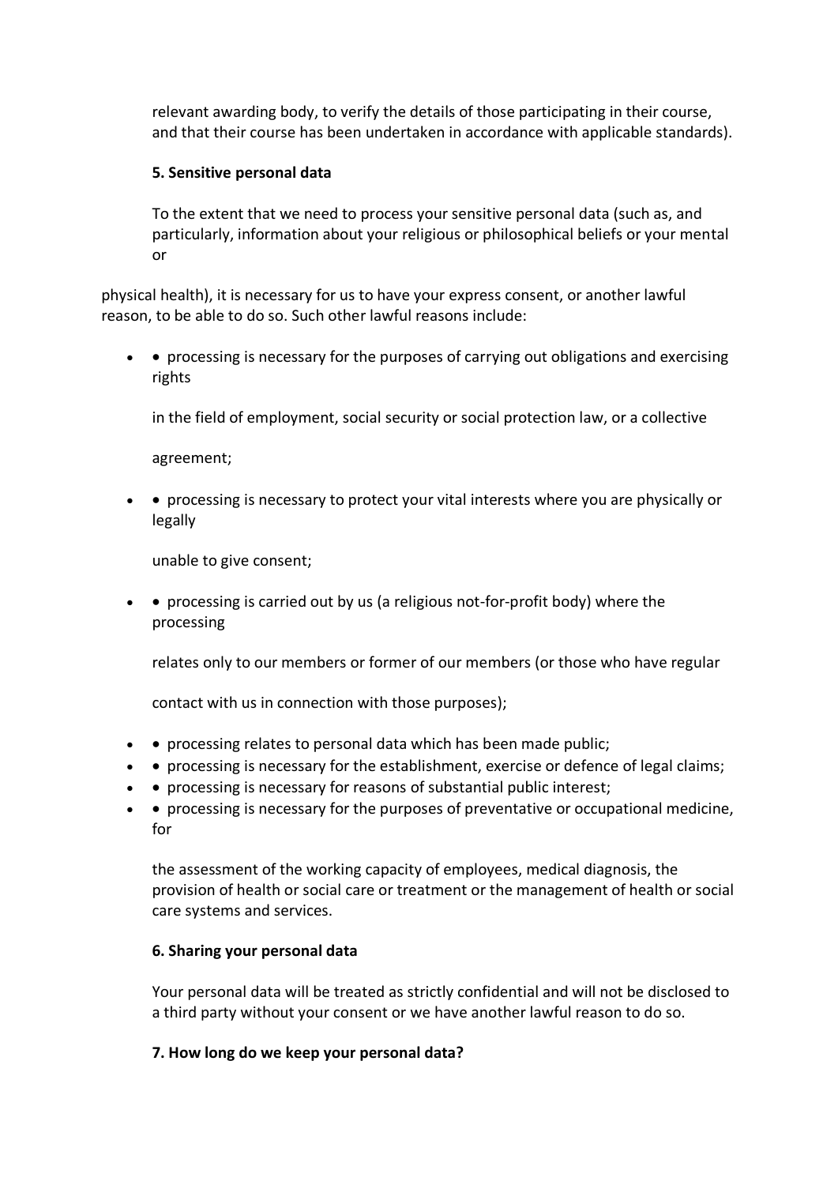relevant awarding body, to verify the details of those participating in their course, and that their course has been undertaken in accordance with applicable standards).

**5. Sensitive personal data**

To the extent that we need to process your sensitive personal data (such as, and particularly, information about your religious or philosophical beliefs or your mental or physical health), it is necessary for us to have your express consent, or another lawful reason, to be able to do so. Such other lawful reasons include:

- processing is necessary for the purposes of carrying out obligations and exercising rights in the field of employment, social security or social protection law, or a collective agreement;
- processing is necessary to protect your vital interests where you are physically or legally unable to give consent;
- processing is carried out by us (a religious not-for-profit body) where the processing relates only to our members or former of our members (or those who have regular contact with us in connection with those purposes);
- processing relates to personal data which has been made public;
- processing is necessary for the establishment, exercise or defence of legal claims;
- processing is necessary for reasons of substantial public interest;
- processing is necessary for the purposes of preventative or occupational medicine, for the assessment of the working capacity of employees, medical diagnosis, the provision of health or social care or treatment or the management of health or social care systems and services.

**6. Sharing your personal data**

Your personal data will be treated as strictly confidential and will not be disclosed to a third party without your consent or we have another lawful reason to do so.

**7. How long do we keep your personal data?**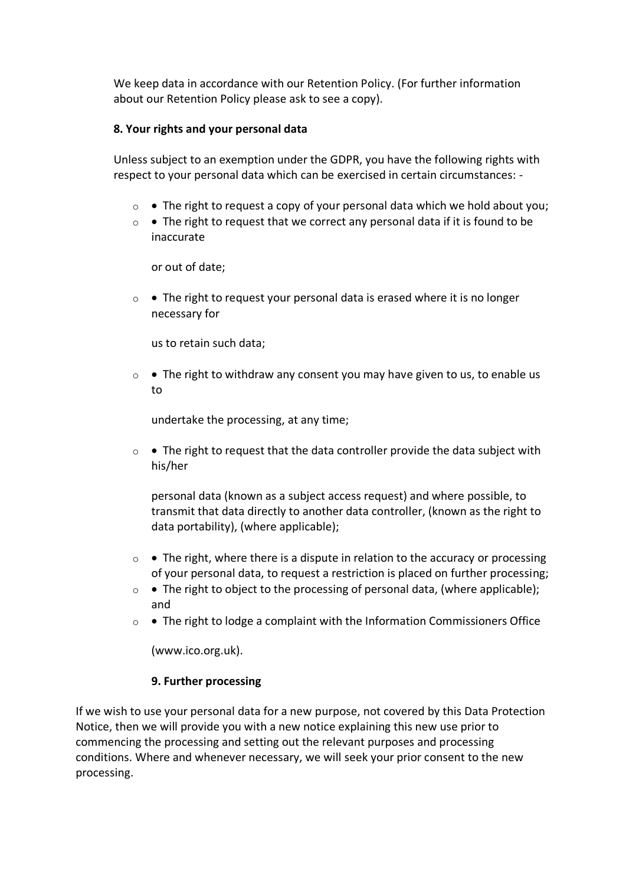We keep data in accordance with our Retention Policy. (For further information about our Retention Policy please ask to see a copy).

**8. Your rights and your personal data**

Unless subject to an exemption under the GDPR, you have the following rights with respect to your personal data which can be exercised in certain circumstances: -

- • The right to request a copy of your personal data which we hold about you;
- • The right to request that we correct any personal data if it is found to be inaccurate

  or out of date;
- • The right to request your personal data is erased where it is no longer necessary for

  us to retain such data;
- • The right to withdraw any consent you may have given to us, to enable us to

  undertake the processing, at any time;
- • The right to request that the data controller provide the data subject with his/her

  personal data (known as a subject access request) and where possible, to transmit that data directly to another data controller, (known as the right to data portability), (where applicable);
- • The right, where there is a dispute in relation to the accuracy or processing of your personal data, to request a restriction is placed on further processing;
- • The right to object to the processing of personal data, (where applicable); and
- • The right to lodge a complaint with the Information Commissioners Office

  (www.ico.org.uk).

**9. Further processing**

If we wish to use your personal data for a new purpose, not covered by this Data Protection Notice, then we will provide you with a new notice explaining this new use prior to commencing the processing and setting out the relevant purposes and processing conditions. Where and whenever necessary, we will seek your prior consent to the new processing.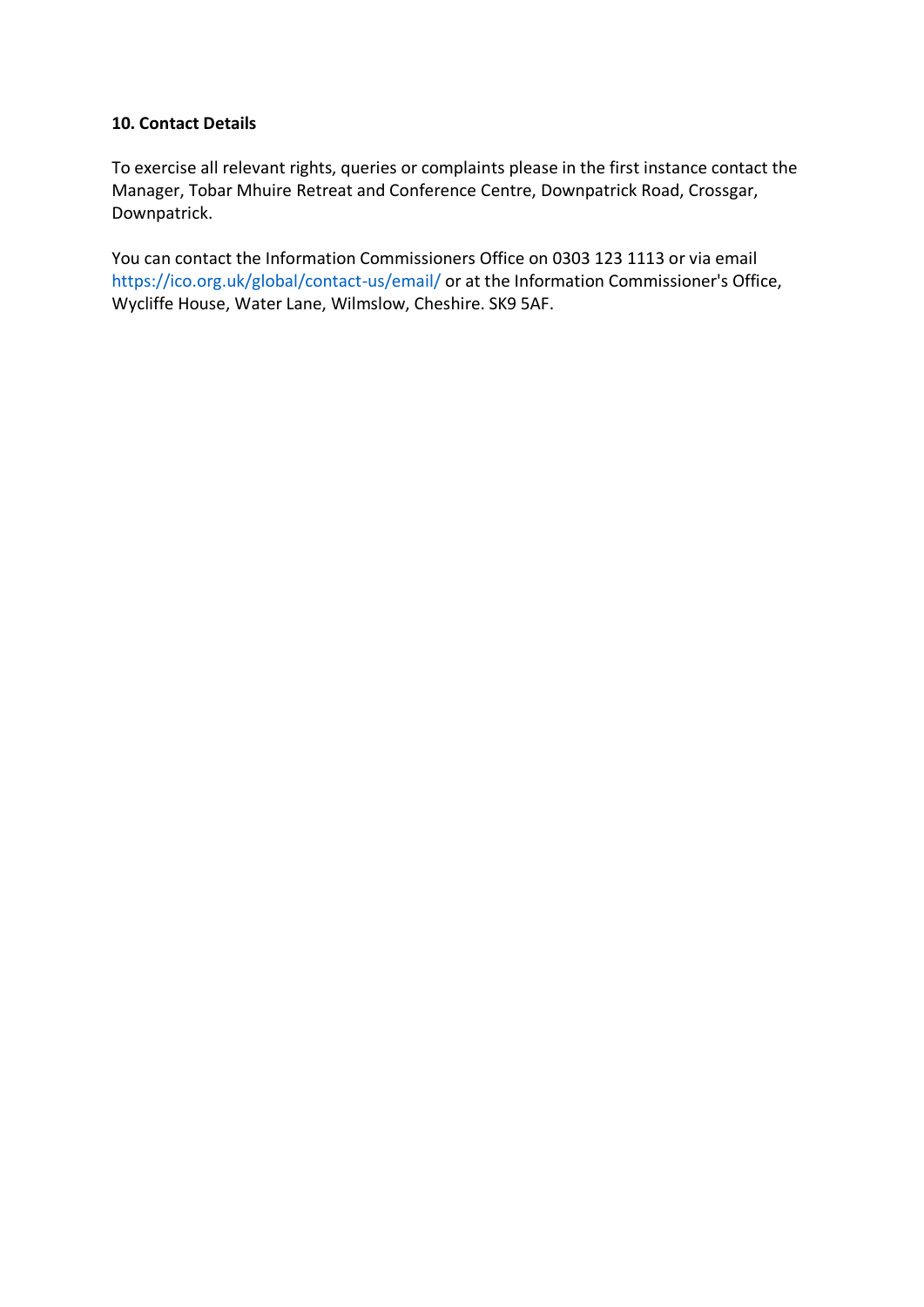**10. Contact Details**

To exercise all relevant rights, queries or complaints please in the first instance contact the Manager, Tobar Mhuire Retreat and Conference Centre, Downpatrick Road, Crossgar, Downpatrick.

You can contact the Information Commissioners Office on 0303 123 1113 or via email https://ico.org.uk/global/contact-us/email/ or at the Information Commissioner's Office, Wycliffe House, Water Lane, Wilmslow, Cheshire. SK9 5AF.